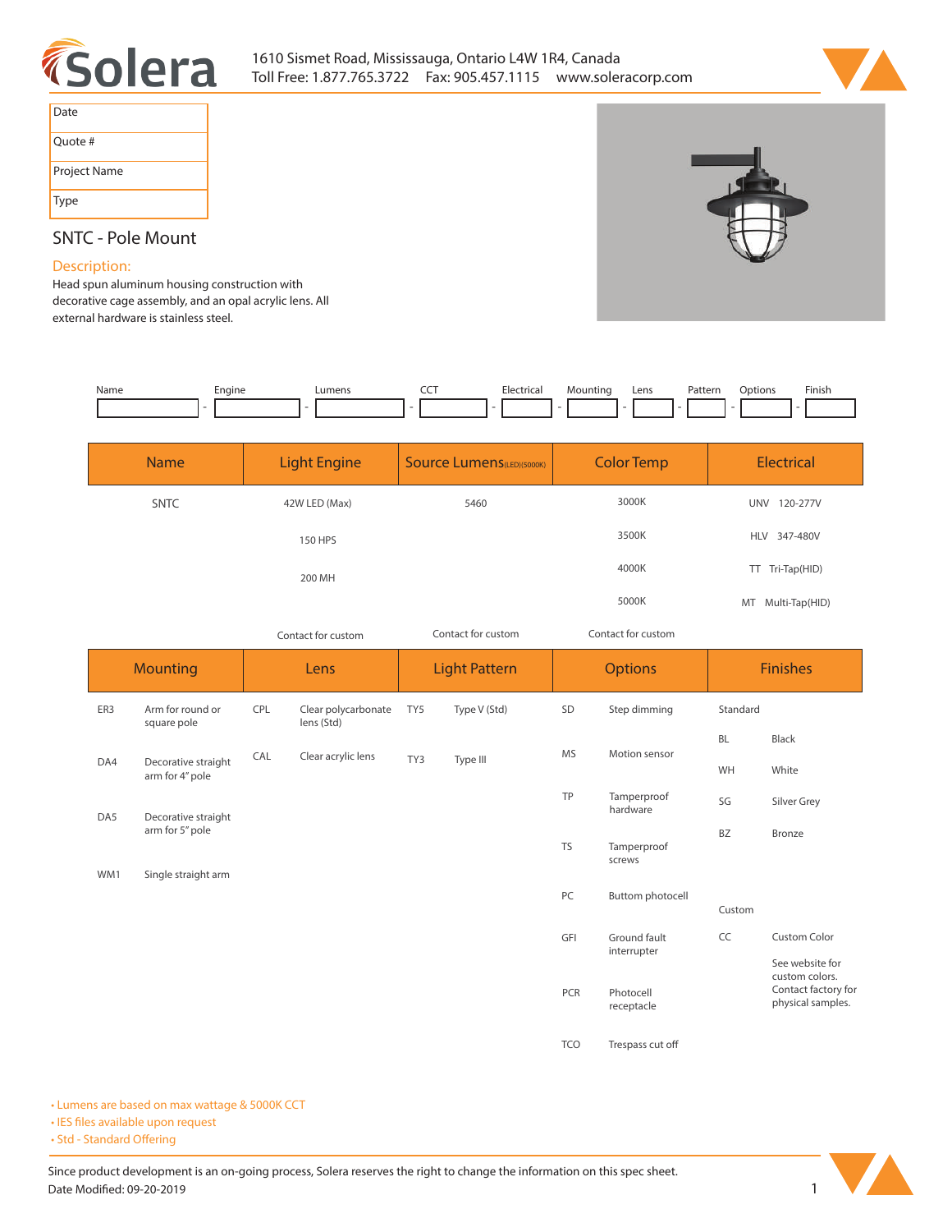Solera

1610 Sismet Road, Mississauga, Ontario L4W 1R4, Canada
Toll Free: 1.877.765.3722 Fax: 905.457.1115 www.soleracorp.com

| Date | |
|---|---|
| Quote # | |
| Project Name | |
| Type | |

## SNTC - Pole Mount

### Description:

Head spun aluminum housing construction with decorative cage assembly, and an opal acrylic lens. All external hardware is stainless steel.

| Name | Engine | Lumens | CCT | Electrical | Mounting | Lens | Pattern | Options | Finish |
|---|---|---|---|---|---|---|---|---|---|
| | | | | | | | | | |

| Name | Light Engine | Source Lumens(LED)(5000K) | Color Temp | Electrical |
|---|---|---|---|---|
| SNTC | 42W LED (Max) | 5460 | 3000K | UNV 120-277V |
| | 150 HPS | | 3500K | HLV 347-480V |
| | 200 MH | | 4000K | TT Tri-Tap(HID) |
| | | | 5000K | MT Multi-Tap(HID) |
| | Contact for custom | Contact for custom | Contact for custom | |

| Mounting | | Lens | | Light Pattern | | Options | | Finishes | |
|---|---|---|---|---|---|---|---|---|---|
| ER3 | Arm for round or square pole | CPL | Clear polycarbonate lens (Std) | TY5 | Type V (Std) | SD | Step dimming | Standard | |
| DA4 | Decorative straight arm for 4" pole | CAL | Clear acrylic lens | TY3 | Type III | MS | Motion sensor | BL | Black |
| DA5 | Decorative straight arm for 5" pole | | | | | TP | Tamperproof hardware | WH | White |
| WM1 | Single straight arm | | | | | TS | Tamperproof screws | SG | Silver Grey |
| | | | | | | PC | Buttom photocell | BZ | Bronze |
| | | | | | | GFI | Ground fault interrupter | Custom | |
| | | | | | | PCR | Photocell receptacle | CC | Custom Color<br>See website for custom colors. Contact factory for physical samples. |
| | | | | | | TCO | Trespass cut off | | |

- Lumens are based on max wattage & 5000K CCT
- IES files available upon request
- Std - Standard Offering

Since product development is an on-going process, Solera reserves the right to change the information on this spec sheet.
Date Modified: 09-20-2019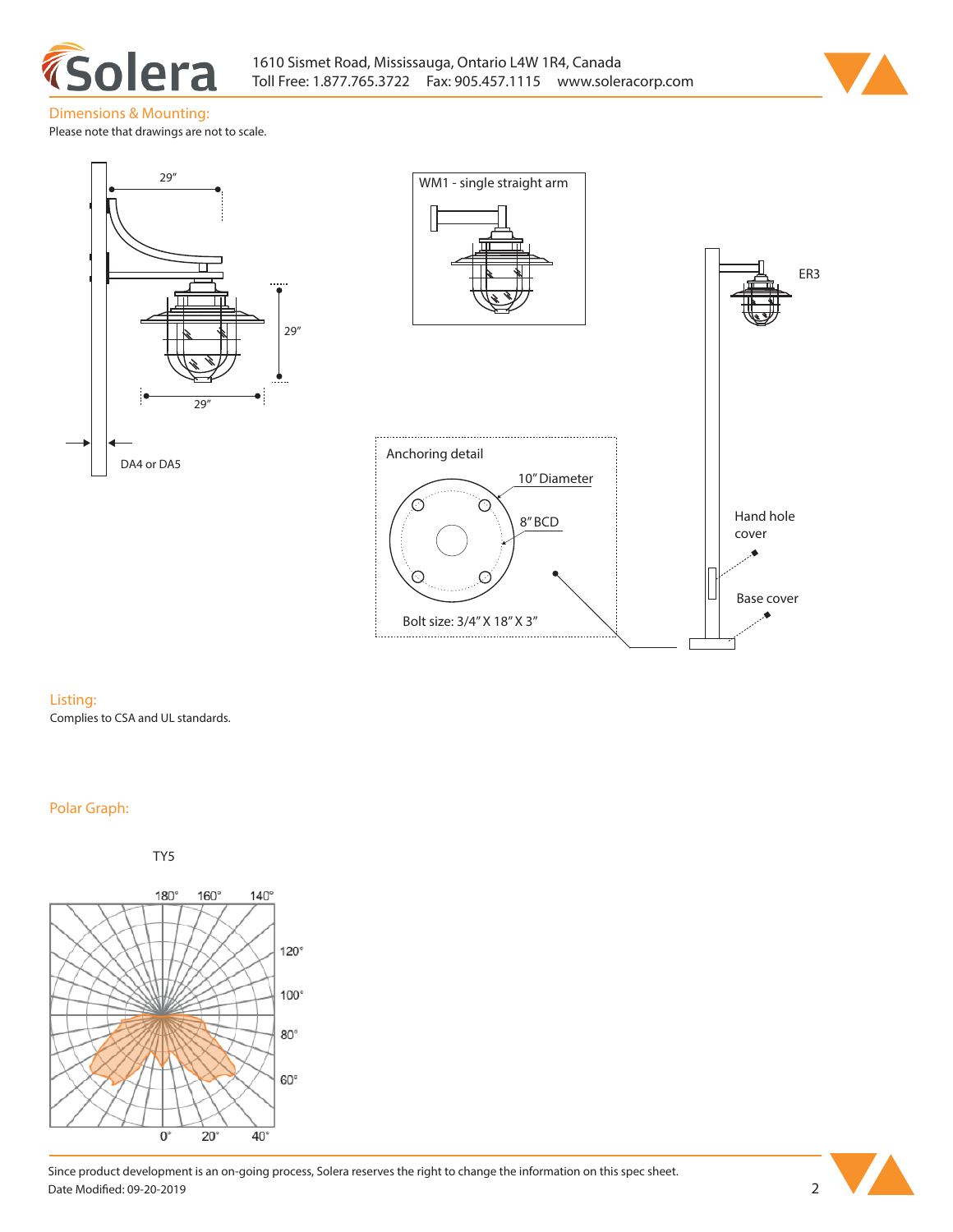Solera

1610 Sismet Road, Mississauga, Ontario L4W 1R4, Canada
Toll Free: 1.877.765.3722 Fax: 905.457.1115 www.soleracorp.com

## Dimensions & Mounting:

Please note that drawings are not to scale.

29”

29”

29”

DA4 or DA5

WM1 - single straight arm

ER3

Anchoring detail

10” Diameter

8” BCD

Bolt size: 3/4” X 18” X 3”

Hand hole cover

Base cover

## Listing:

Complies to CSA and UL standards.

## Polar Graph:

TY5

180° 160° 140°

120°

100°

80°

60°

0° 20° 40°

Since product development is an on-going process, Solera reserves the right to change the information on this spec sheet.
Date Modified: 09-20-2019